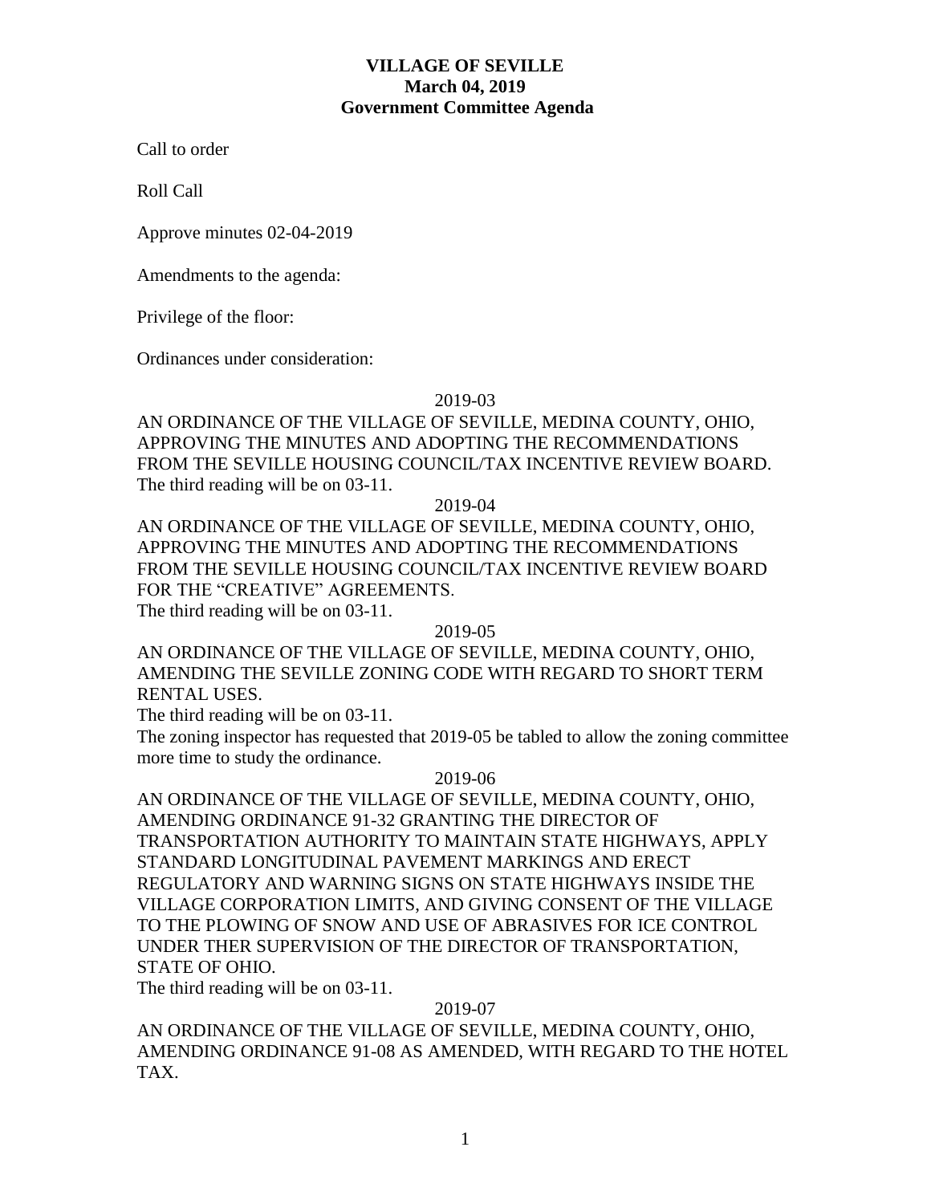# VILLAGE OF SEVILLE
## March 04, 2019
## Government Committee Agenda

Call to order

Roll Call

Approve minutes 02-04-2019

Amendments to the agenda:

Privilege of the floor:

Ordinances under consideration:

2019-03

AN ORDINANCE OF THE VILLAGE OF SEVILLE, MEDINA COUNTY, OHIO, APPROVING THE MINUTES AND ADOPTING THE RECOMMENDATIONS FROM THE SEVILLE HOUSING COUNCIL/TAX INCENTIVE REVIEW BOARD.
The third reading will be on 03-11.

2019-04

AN ORDINANCE OF THE VILLAGE OF SEVILLE, MEDINA COUNTY, OHIO, APPROVING THE MINUTES AND ADOPTING THE RECOMMENDATIONS FROM THE SEVILLE HOUSING COUNCIL/TAX INCENTIVE REVIEW BOARD FOR THE "CREATIVE" AGREEMENTS.
The third reading will be on 03-11.

2019-05

AN ORDINANCE OF THE VILLAGE OF SEVILLE, MEDINA COUNTY, OHIO, AMENDING THE SEVILLE ZONING CODE WITH REGARD TO SHORT TERM RENTAL USES.
The third reading will be on 03-11.
The zoning inspector has requested that 2019-05 be tabled to allow the zoning committee more time to study the ordinance.

2019-06

AN ORDINANCE OF THE VILLAGE OF SEVILLE, MEDINA COUNTY, OHIO, AMENDING ORDINANCE 91-32 GRANTING THE DIRECTOR OF TRANSPORTATION AUTHORITY TO MAINTAIN STATE HIGHWAYS, APPLY STANDARD LONGITUDINAL PAVEMENT MARKINGS AND ERECT REGULATORY AND WARNING SIGNS ON STATE HIGHWAYS INSIDE THE VILLAGE CORPORATION LIMITS, AND GIVING CONSENT OF THE VILLAGE TO THE PLOWING OF SNOW AND USE OF ABRASIVES FOR ICE CONTROL UNDER THER SUPERVISION OF THE DIRECTOR OF TRANSPORTATION, STATE OF OHIO.
The third reading will be on 03-11.

2019-07

AN ORDINANCE OF THE VILLAGE OF SEVILLE, MEDINA COUNTY, OHIO, AMENDING ORDINANCE 91-08 AS AMENDED, WITH REGARD TO THE HOTEL TAX.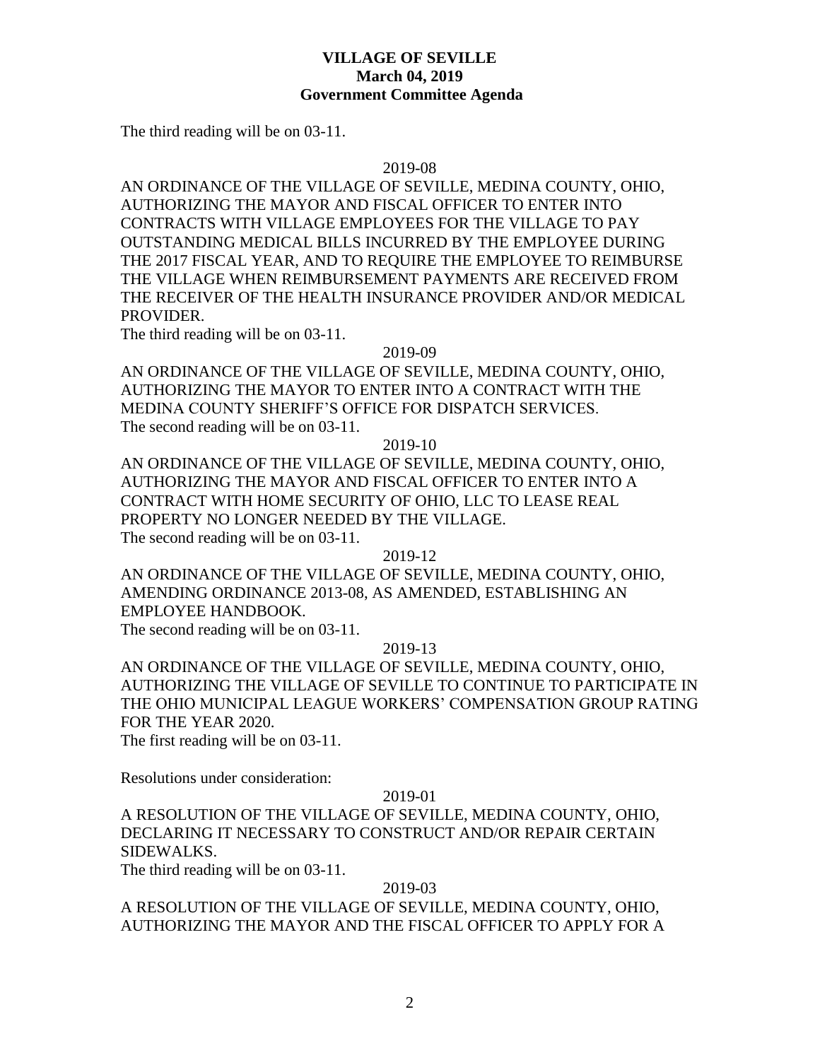The third reading will be on 03-11.

2019-08

AN ORDINANCE OF THE VILLAGE OF SEVILLE, MEDINA COUNTY, OHIO, AUTHORIZING THE MAYOR AND FISCAL OFFICER TO ENTER INTO CONTRACTS WITH VILLAGE EMPLOYEES FOR THE VILLAGE TO PAY OUTSTANDING MEDICAL BILLS INCURRED BY THE EMPLOYEE DURING THE 2017 FISCAL YEAR, AND TO REQUIRE THE EMPLOYEE TO REIMBURSE THE VILLAGE WHEN REIMBURSEMENT PAYMENTS ARE RECEIVED FROM THE RECEIVER OF THE HEALTH INSURANCE PROVIDER AND/OR MEDICAL PROVIDER.
The third reading will be on 03-11.

2019-09

AN ORDINANCE OF THE VILLAGE OF SEVILLE, MEDINA COUNTY, OHIO, AUTHORIZING THE MAYOR TO ENTER INTO A CONTRACT WITH THE MEDINA COUNTY SHERIFF'S OFFICE FOR DISPATCH SERVICES.
The second reading will be on 03-11.

2019-10

AN ORDINANCE OF THE VILLAGE OF SEVILLE, MEDINA COUNTY, OHIO, AUTHORIZING THE MAYOR AND FISCAL OFFICER TO ENTER INTO A CONTRACT WITH HOME SECURITY OF OHIO, LLC TO LEASE REAL PROPERTY NO LONGER NEEDED BY THE VILLAGE.
The second reading will be on 03-11.

2019-12

AN ORDINANCE OF THE VILLAGE OF SEVILLE, MEDINA COUNTY, OHIO, AMENDING ORDINANCE 2013-08, AS AMENDED, ESTABLISHING AN EMPLOYEE HANDBOOK.
The second reading will be on 03-11.

2019-13

AN ORDINANCE OF THE VILLAGE OF SEVILLE, MEDINA COUNTY, OHIO, AUTHORIZING THE VILLAGE OF SEVILLE TO CONTINUE TO PARTICIPATE IN THE OHIO MUNICIPAL LEAGUE WORKERS' COMPENSATION GROUP RATING FOR THE YEAR 2020.
The first reading will be on 03-11.

Resolutions under consideration:

2019-01

A RESOLUTION OF THE VILLAGE OF SEVILLE, MEDINA COUNTY, OHIO, DECLARING IT NECESSARY TO CONSTRUCT AND/OR REPAIR CERTAIN SIDEWALKS.
The third reading will be on 03-11.

2019-03

A RESOLUTION OF THE VILLAGE OF SEVILLE, MEDINA COUNTY, OHIO, AUTHORIZING THE MAYOR AND THE FISCAL OFFICER TO APPLY FOR A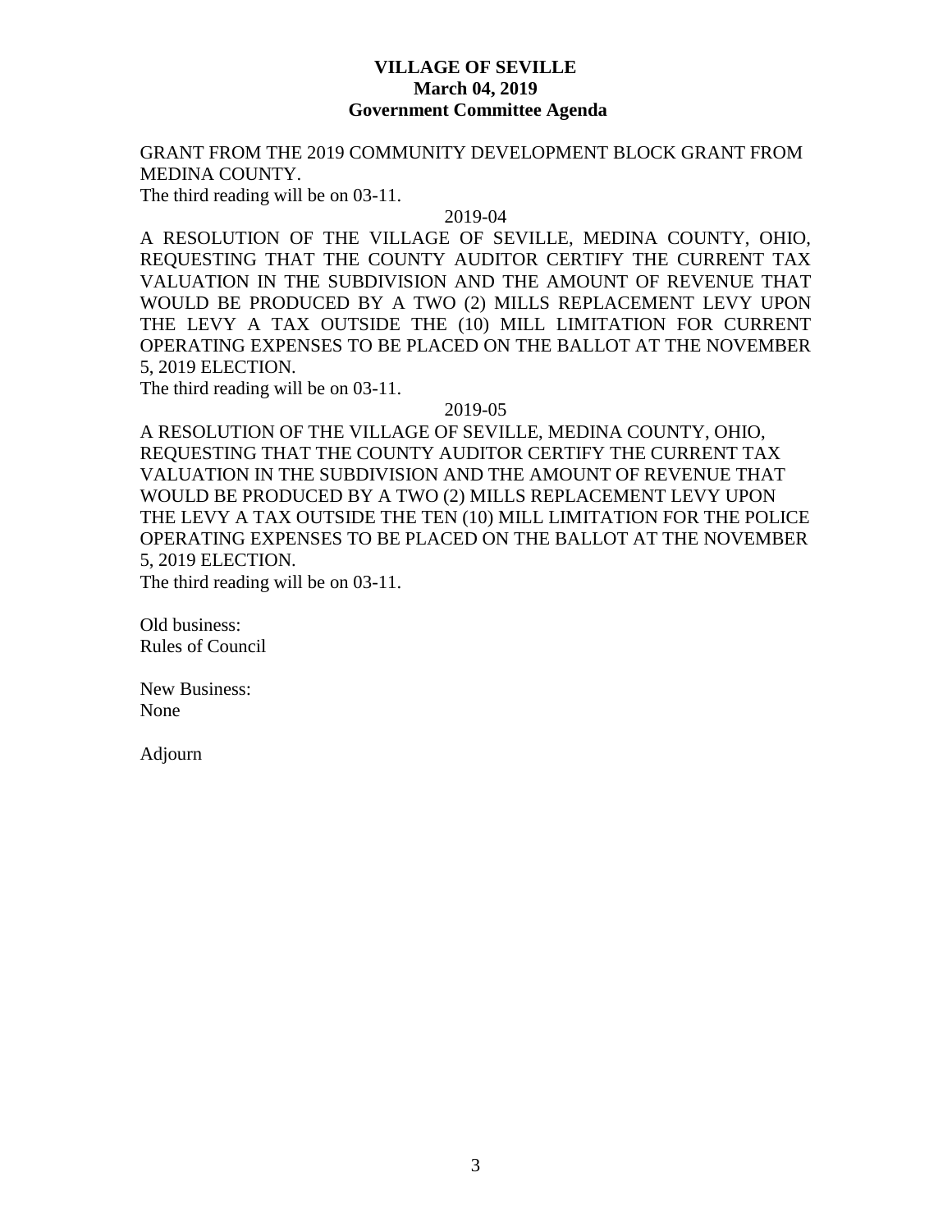GRANT FROM THE 2019 COMMUNITY DEVELOPMENT BLOCK GRANT FROM MEDINA COUNTY.
The third reading will be on 03-11.

2019-04

A RESOLUTION OF THE VILLAGE OF SEVILLE, MEDINA COUNTY, OHIO, REQUESTING THAT THE COUNTY AUDITOR CERTIFY THE CURRENT TAX VALUATION IN THE SUBDIVISION AND THE AMOUNT OF REVENUE THAT WOULD BE PRODUCED BY A TWO (2) MILLS REPLACEMENT LEVY UPON THE LEVY A TAX OUTSIDE THE (10) MILL LIMITATION FOR CURRENT OPERATING EXPENSES TO BE PLACED ON THE BALLOT AT THE NOVEMBER 5, 2019 ELECTION.
The third reading will be on 03-11.

2019-05

A RESOLUTION OF THE VILLAGE OF SEVILLE, MEDINA COUNTY, OHIO, REQUESTING THAT THE COUNTY AUDITOR CERTIFY THE CURRENT TAX VALUATION IN THE SUBDIVISION AND THE AMOUNT OF REVENUE THAT WOULD BE PRODUCED BY A TWO (2) MILLS REPLACEMENT LEVY UPON THE LEVY A TAX OUTSIDE THE TEN (10) MILL LIMITATION FOR THE POLICE OPERATING EXPENSES TO BE PLACED ON THE BALLOT AT THE NOVEMBER 5, 2019 ELECTION.
The third reading will be on 03-11.

Old business:
Rules of Council

New Business:
None

Adjourn